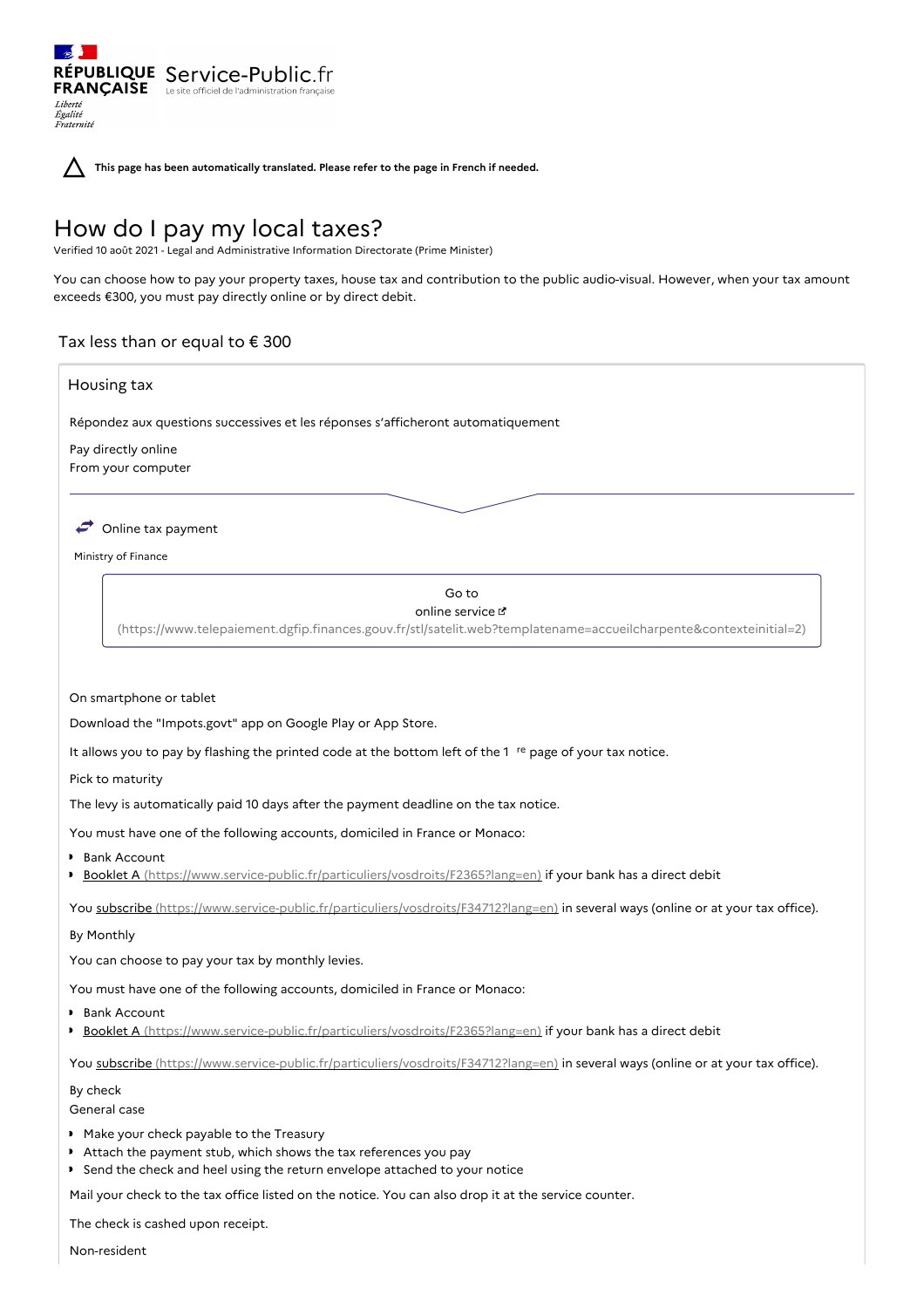RÉPUBLIQUE FRANÇAISE

*Liberté Égalité Fraternité*

Service-Public.fr

Le site officiel de l'administration française

⚠ **This page has been automatically translated. Please refer to the page in French if needed.**

# How do I pay my local taxes?

Verified 10 août 2021 - Legal and Administrative Information Directorate (Prime Minister)

You can choose how to pay your property taxes, house tax and contribution to the public audio-visual. However, when your tax amount exceeds €300, you must pay directly online or by direct debit.

## Tax less than or equal to € 300

### Housing tax

Répondez aux questions successives et les réponses s'afficheront automatiquement

Pay directly online

From your computer

Online tax payment

Ministry of Finance

Go to online service (https://www.telepaiement.dgfip.finances.gouv.fr/stl/satelit.web?templatename=accueilcharpente&contexteinitial=2)

On smartphone or tablet

Download the "Impots.govt" app on Google Play or App Store.

It allows you to pay by flashing the printed code at the bottom left of the 1 re page of your tax notice.

Pick to maturity

The levy is automatically paid 10 days after the payment deadline on the tax notice.

You must have one of the following accounts, domiciled in France or Monaco:

- Bank Account
- Booklet A (https://www.service-public.fr/particuliers/vosdroits/F2365?lang=en) if your bank has a direct debit

You subscribe (https://www.service-public.fr/particuliers/vosdroits/F34712?lang=en) in several ways (online or at your tax office).

By Monthly

You can choose to pay your tax by monthly levies.

You must have one of the following accounts, domiciled in France or Monaco:

- Bank Account
- Booklet A (https://www.service-public.fr/particuliers/vosdroits/F2365?lang=en) if your bank has a direct debit

You subscribe (https://www.service-public.fr/particuliers/vosdroits/F34712?lang=en) in several ways (online or at your tax office).

By check

General case

- Make your check payable to the Treasury
- Attach the payment stub, which shows the tax references you pay
- Send the check and heel using the return envelope attached to your notice

Mail your check to the tax office listed on the notice. You can also drop it at the service counter.

The check is cashed upon receipt.

Non-resident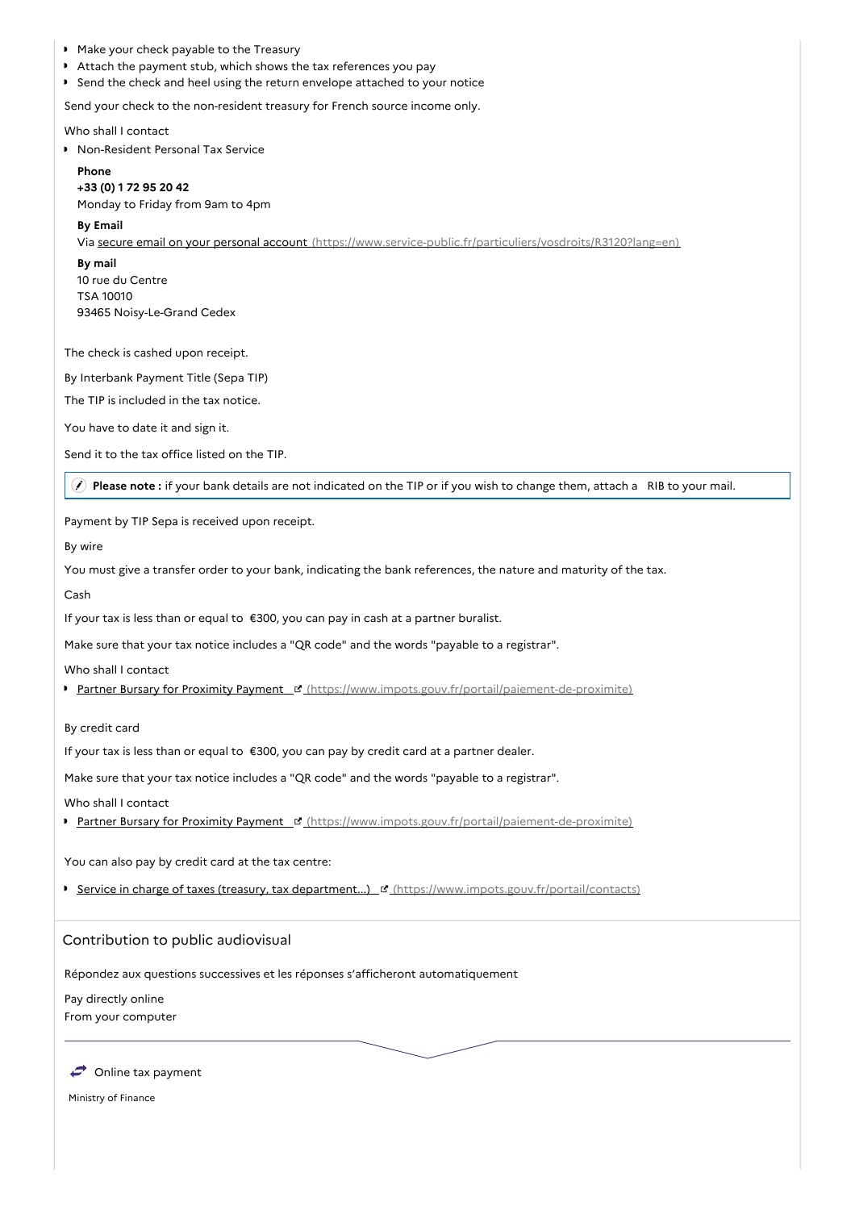- Make your check payable to the Treasury
- Attach the payment stub, which shows the tax references you pay
- Send the check and heel using the return envelope attached to your notice

Send your check to the non-resident treasury for French source income only.

Who shall I contact

- Non-Resident Personal Tax Service

  **Phone**
  **+33 (0) 1 72 95 20 42**
  Monday to Friday from 9am to 4pm

  **By Email**
  Via secure email on your personal account (https://www.service-public.fr/particuliers/vosdroits/R3120?lang=en)

  **By mail**
  10 rue du Centre
  TSA 10010
  93465 Noisy-Le-Grand Cedex

The check is cashed upon receipt.

By Interbank Payment Title (Sepa TIP)

The TIP is included in the tax notice.

You have to date it and sign it.

Send it to the tax office listed on the TIP.

> **Please note :** if your bank details are not indicated on the TIP or if you wish to change them, attach a RIB to your mail.

Payment by TIP Sepa is received upon receipt.

By wire

You must give a transfer order to your bank, indicating the bank references, the nature and maturity of the tax.

Cash

If your tax is less than or equal to €300, you can pay in cash at a partner buralist.

Make sure that your tax notice includes a "QR code" and the words "payable to a registrar".

Who shall I contact

- Partner Bursary for Proximity Payment (https://www.impots.gouv.fr/portail/paiement-de-proximite)

By credit card

If your tax is less than or equal to €300, you can pay by credit card at a partner dealer.

Make sure that your tax notice includes a "QR code" and the words "payable to a registrar".

Who shall I contact

- Partner Bursary for Proximity Payment (https://www.impots.gouv.fr/portail/paiement-de-proximite)

You can also pay by credit card at the tax centre:

- Service in charge of taxes (treasury, tax department...) (https://www.impots.gouv.fr/portail/contacts)

## Contribution to public audiovisual

Répondez aux questions successives et les réponses s'afficheront automatiquement

Pay directly online
From your computer

Online tax payment

Ministry of Finance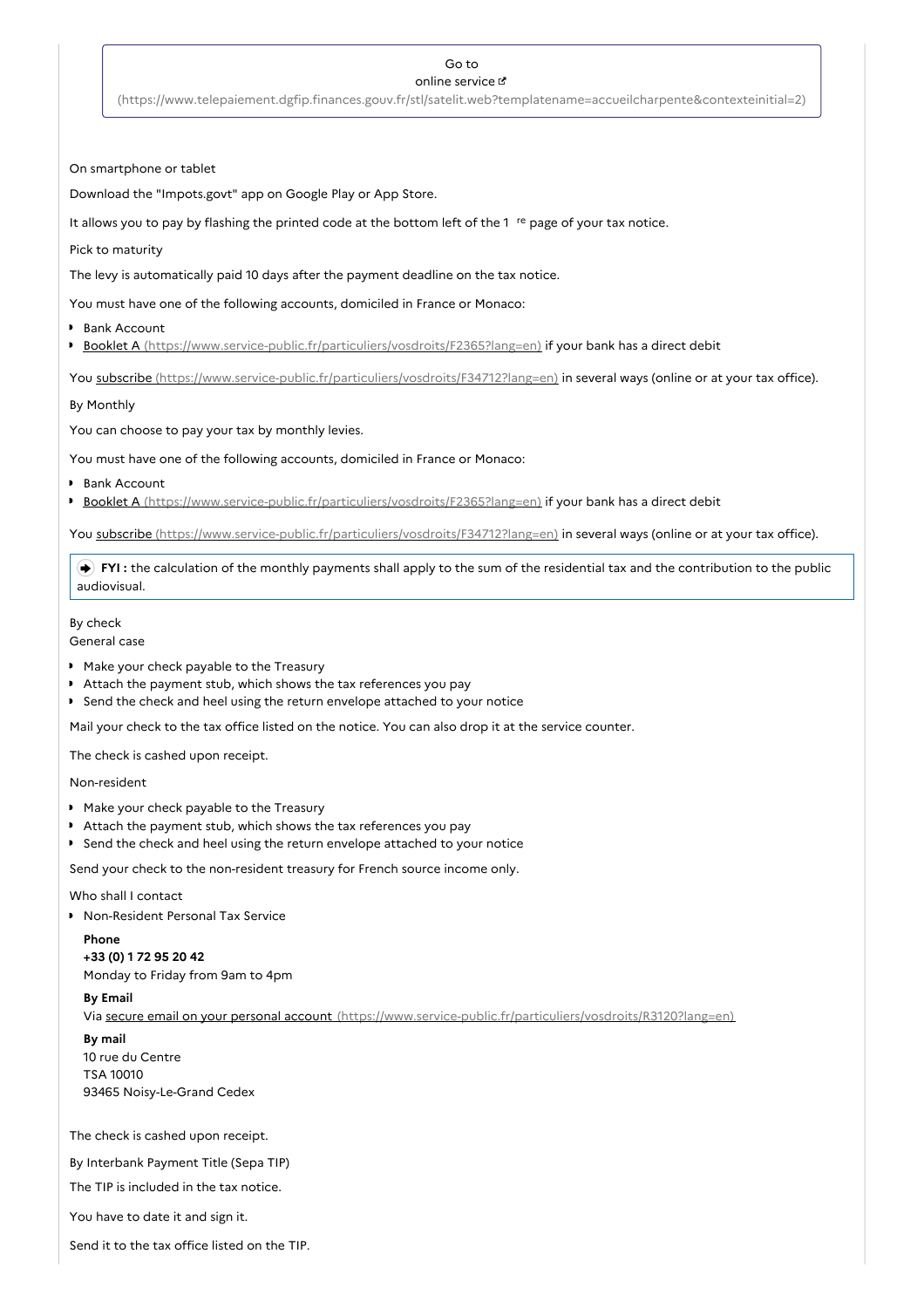Go to
online service
(https://www.telepaiement.dgfip.finances.gouv.fr/stl/satelit.web?templatename=accueilcharpente&contexteinitial=2)

On smartphone or tablet

Download the "Impots.govt" app on Google Play or App Store.

It allows you to pay by flashing the printed code at the bottom left of the 1 re page of your tax notice.

Pick to maturity

The levy is automatically paid 10 days after the payment deadline on the tax notice.

You must have one of the following accounts, domiciled in France or Monaco:

- Bank Account
- Booklet A (https://www.service-public.fr/particuliers/vosdroits/F2365?lang=en) if your bank has a direct debit

You subscribe (https://www.service-public.fr/particuliers/vosdroits/F34712?lang=en) in several ways (online or at your tax office).

By Monthly

You can choose to pay your tax by monthly levies.

You must have one of the following accounts, domiciled in France or Monaco:

- Bank Account
- Booklet A (https://www.service-public.fr/particuliers/vosdroits/F2365?lang=en) if your bank has a direct debit

You subscribe (https://www.service-public.fr/particuliers/vosdroits/F34712?lang=en) in several ways (online or at your tax office).

> **FYI :** the calculation of the monthly payments shall apply to the sum of the residential tax and the contribution to the public audiovisual.

By check

General case

- Make your check payable to the Treasury
- Attach the payment stub, which shows the tax references you pay
- Send the check and heel using the return envelope attached to your notice

Mail your check to the tax office listed on the notice. You can also drop it at the service counter.

The check is cashed upon receipt.

Non-resident

- Make your check payable to the Treasury
- Attach the payment stub, which shows the tax references you pay
- Send the check and heel using the return envelope attached to your notice

Send your check to the non-resident treasury for French source income only.

Who shall I contact

- Non-Resident Personal Tax Service

  **Phone**
  **+33 (0) 1 72 95 20 42**
  Monday to Friday from 9am to 4pm

  **By Email**
  Via secure email on your personal account (https://www.service-public.fr/particuliers/vosdroits/R3120?lang=en)

  **By mail**
  10 rue du Centre
  TSA 10010
  93465 Noisy-Le-Grand Cedex

The check is cashed upon receipt.

By Interbank Payment Title (Sepa TIP)

The TIP is included in the tax notice.

You have to date it and sign it.

Send it to the tax office listed on the TIP.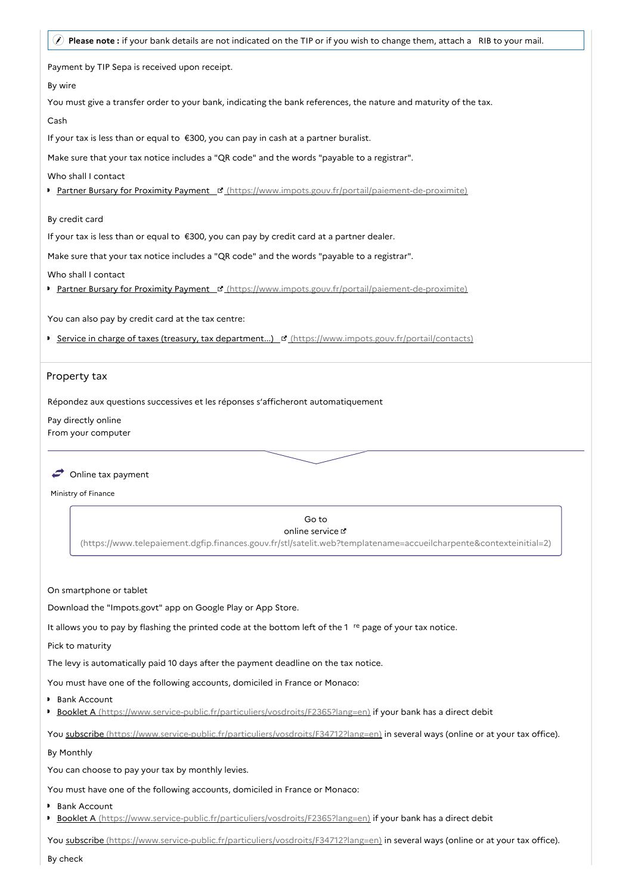> **Please note :** if your bank details are not indicated on the TIP or if you wish to change them, attach a RIB to your mail.

Payment by TIP Sepa is received upon receipt.

By wire

You must give a transfer order to your bank, indicating the bank references, the nature and maturity of the tax.

Cash

If your tax is less than or equal to €300, you can pay in cash at a partner buralist.

Make sure that your tax notice includes a "QR code" and the words "payable to a registrar".

Who shall I contact

- Partner Bursary for Proximity Payment (https://www.impots.gouv.fr/portail/paiement-de-proximite)

By credit card

If your tax is less than or equal to €300, you can pay by credit card at a partner dealer.

Make sure that your tax notice includes a "QR code" and the words "payable to a registrar".

Who shall I contact

- Partner Bursary for Proximity Payment (https://www.impots.gouv.fr/portail/paiement-de-proximite)

You can also pay by credit card at the tax centre:

- Service in charge of taxes (treasury, tax department...) (https://www.impots.gouv.fr/portail/contacts)

## Property tax

Répondez aux questions successives et les réponses s'afficheront automatiquement

Pay directly online
From your computer

Online tax payment

Ministry of Finance

Go to
online service
(https://www.telepaiement.dgfip.finances.gouv.fr/stl/satelit.web?templatename=accueilcharpente&contexteinitial=2)

On smartphone or tablet

Download the "Impots.govt" app on Google Play or App Store.

It allows you to pay by flashing the printed code at the bottom left of the 1 re page of your tax notice.

Pick to maturity

The levy is automatically paid 10 days after the payment deadline on the tax notice.

You must have one of the following accounts, domiciled in France or Monaco:

- Bank Account
- Booklet A (https://www.service-public.fr/particuliers/vosdroits/F2365?lang=en) if your bank has a direct debit

You subscribe (https://www.service-public.fr/particuliers/vosdroits/F34712?lang=en) in several ways (online or at your tax office).

By Monthly

You can choose to pay your tax by monthly levies.

You must have one of the following accounts, domiciled in France or Monaco:

- Bank Account
- Booklet A (https://www.service-public.fr/particuliers/vosdroits/F2365?lang=en) if your bank has a direct debit

You subscribe (https://www.service-public.fr/particuliers/vosdroits/F34712?lang=en) in several ways (online or at your tax office).

By check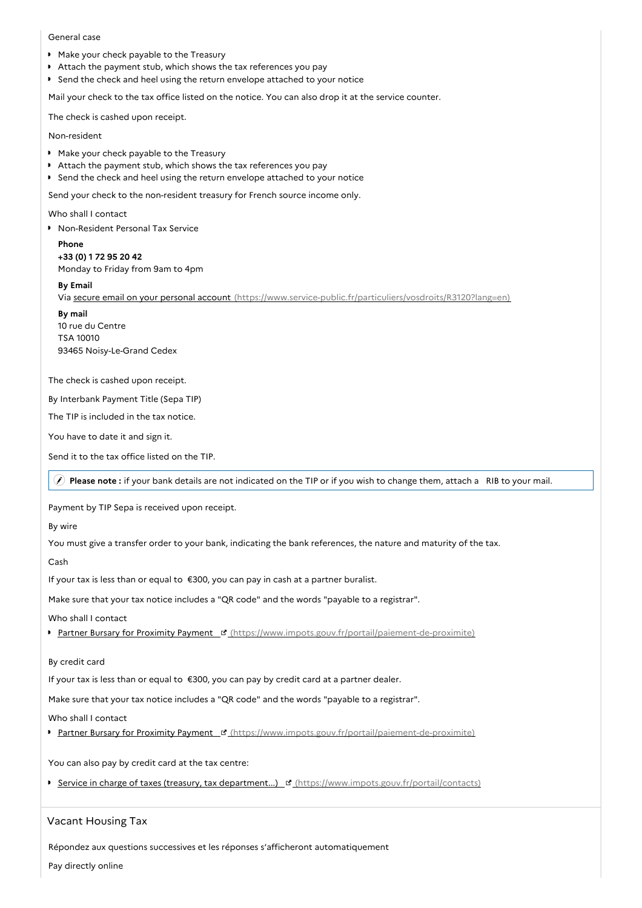General case

- Make your check payable to the Treasury
- Attach the payment stub, which shows the tax references you pay
- Send the check and heel using the return envelope attached to your notice

Mail your check to the tax office listed on the notice. You can also drop it at the service counter.

The check is cashed upon receipt.

Non-resident

- Make your check payable to the Treasury
- Attach the payment stub, which shows the tax references you pay
- Send the check and heel using the return envelope attached to your notice

Send your check to the non-resident treasury for French source income only.

Who shall I contact

- Non-Resident Personal Tax Service

  **Phone**
  **+33 (0) 1 72 95 20 42**
  Monday to Friday from 9am to 4pm

  **By Email**
  Via secure email on your personal account (https://www.service-public.fr/particuliers/vosdroits/R3120?lang=en)

  **By mail**
  10 rue du Centre
  TSA 10010
  93465 Noisy-Le-Grand Cedex

The check is cashed upon receipt.

By Interbank Payment Title (Sepa TIP)

The TIP is included in the tax notice.

You have to date it and sign it.

Send it to the tax office listed on the TIP.

> **Please note :** if your bank details are not indicated on the TIP or if you wish to change them, attach a RIB to your mail.

Payment by TIP Sepa is received upon receipt.

By wire

You must give a transfer order to your bank, indicating the bank references, the nature and maturity of the tax.

Cash

If your tax is less than or equal to €300, you can pay in cash at a partner buralist.

Make sure that your tax notice includes a "QR code" and the words "payable to a registrar".

Who shall I contact

- Partner Bursary for Proximity Payment (https://www.impots.gouv.fr/portail/paiement-de-proximite)

By credit card

If your tax is less than or equal to €300, you can pay by credit card at a partner dealer.

Make sure that your tax notice includes a "QR code" and the words "payable to a registrar".

Who shall I contact

- Partner Bursary for Proximity Payment (https://www.impots.gouv.fr/portail/paiement-de-proximite)

You can also pay by credit card at the tax centre:

- Service in charge of taxes (treasury, tax department...) (https://www.impots.gouv.fr/portail/contacts)

## Vacant Housing Tax

Répondez aux questions successives et les réponses s'afficheront automatiquement

Pay directly online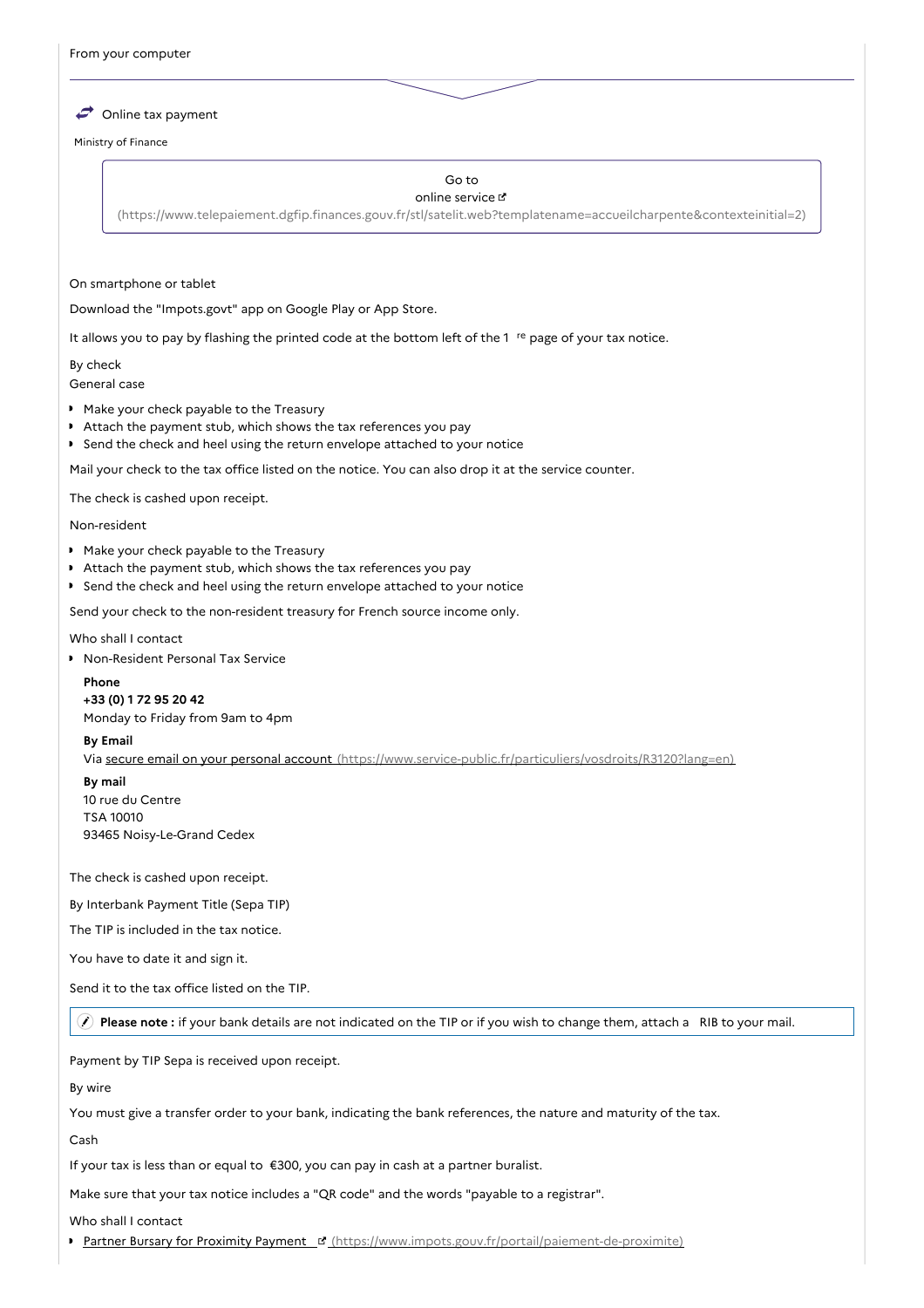From your computer

Online tax payment

Ministry of Finance

Go to online service (https://www.telepaiement.dgfip.finances.gouv.fr/stl/satelit.web?templatename=accueilcharpente&contexteinitial=2)

On smartphone or tablet

Download the "Impots.govt" app on Google Play or App Store.

It allows you to pay by flashing the printed code at the bottom left of the 1 re page of your tax notice.

By check

General case

- Make your check payable to the Treasury
- Attach the payment stub, which shows the tax references you pay
- Send the check and heel using the return envelope attached to your notice

Mail your check to the tax office listed on the notice. You can also drop it at the service counter.

The check is cashed upon receipt.

Non-resident

- Make your check payable to the Treasury
- Attach the payment stub, which shows the tax references you pay
- Send the check and heel using the return envelope attached to your notice

Send your check to the non-resident treasury for French source income only.

Who shall I contact

- Non-Resident Personal Tax Service

**Phone**
**+33 (0) 1 72 95 20 42**
Monday to Friday from 9am to 4pm

**By Email**
Via secure email on your personal account (https://www.service-public.fr/particuliers/vosdroits/R3120?lang=en)

**By mail**
10 rue du Centre
TSA 10010
93465 Noisy-Le-Grand Cedex

The check is cashed upon receipt.

By Interbank Payment Title (Sepa TIP)

The TIP is included in the tax notice.

You have to date it and sign it.

Send it to the tax office listed on the TIP.

**Please note :** if your bank details are not indicated on the TIP or if you wish to change them, attach a RIB to your mail.

Payment by TIP Sepa is received upon receipt.

By wire

You must give a transfer order to your bank, indicating the bank references, the nature and maturity of the tax.

Cash

If your tax is less than or equal to €300, you can pay in cash at a partner buralist.

Make sure that your tax notice includes a "QR code" and the words "payable to a registrar".

Who shall I contact

- Partner Bursary for Proximity Payment (https://www.impots.gouv.fr/portail/paiement-de-proximite)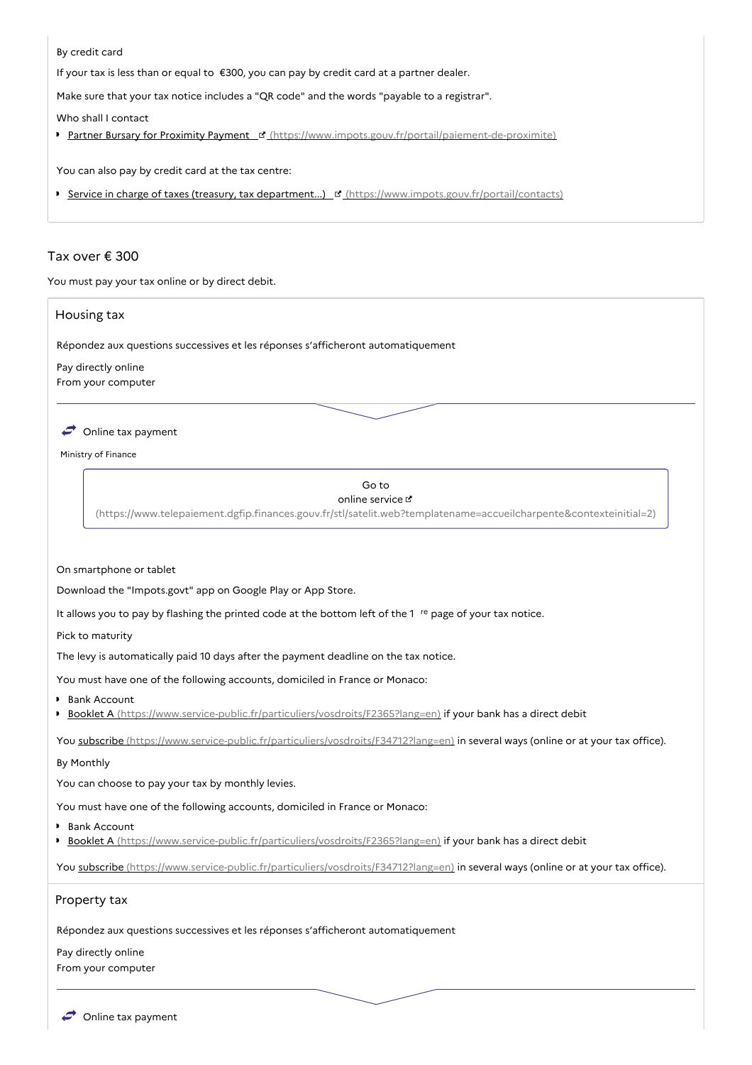By credit card

If your tax is less than or equal to €300, you can pay by credit card at a partner dealer.

Make sure that your tax notice includes a "QR code" and the words "payable to a registrar".

Who shall I contact

- Partner Bursary for Proximity Payment (https://www.impots.gouv.fr/portail/paiement-de-proximite)

You can also pay by credit card at the tax centre:

- Service in charge of taxes (treasury, tax department...) (https://www.impots.gouv.fr/portail/contacts)

## Tax over € 300

You must pay your tax online or by direct debit.

### Housing tax

Répondez aux questions successives et les réponses s'afficheront automatiquement

Pay directly online

From your computer

Online tax payment

Ministry of Finance

Go to online service (https://www.telepaiement.dgfip.finances.gouv.fr/stl/satelit.web?templatename=accueilcharpente&contexteinitial=2)

On smartphone or tablet

Download the "Impots.govt" app on Google Play or App Store.

It allows you to pay by flashing the printed code at the bottom left of the 1 re page of your tax notice.

Pick to maturity

The levy is automatically paid 10 days after the payment deadline on the tax notice.

You must have one of the following accounts, domiciled in France or Monaco:

- Bank Account
- Booklet A (https://www.service-public.fr/particuliers/vosdroits/F2365?lang=en) if your bank has a direct debit

You subscribe (https://www.service-public.fr/particuliers/vosdroits/F34712?lang=en) in several ways (online or at your tax office).

By Monthly

You can choose to pay your tax by monthly levies.

You must have one of the following accounts, domiciled in France or Monaco:

- Bank Account
- Booklet A (https://www.service-public.fr/particuliers/vosdroits/F2365?lang=en) if your bank has a direct debit

You subscribe (https://www.service-public.fr/particuliers/vosdroits/F34712?lang=en) in several ways (online or at your tax office).

### Property tax

Répondez aux questions successives et les réponses s'afficheront automatiquement

Pay directly online

From your computer

Online tax payment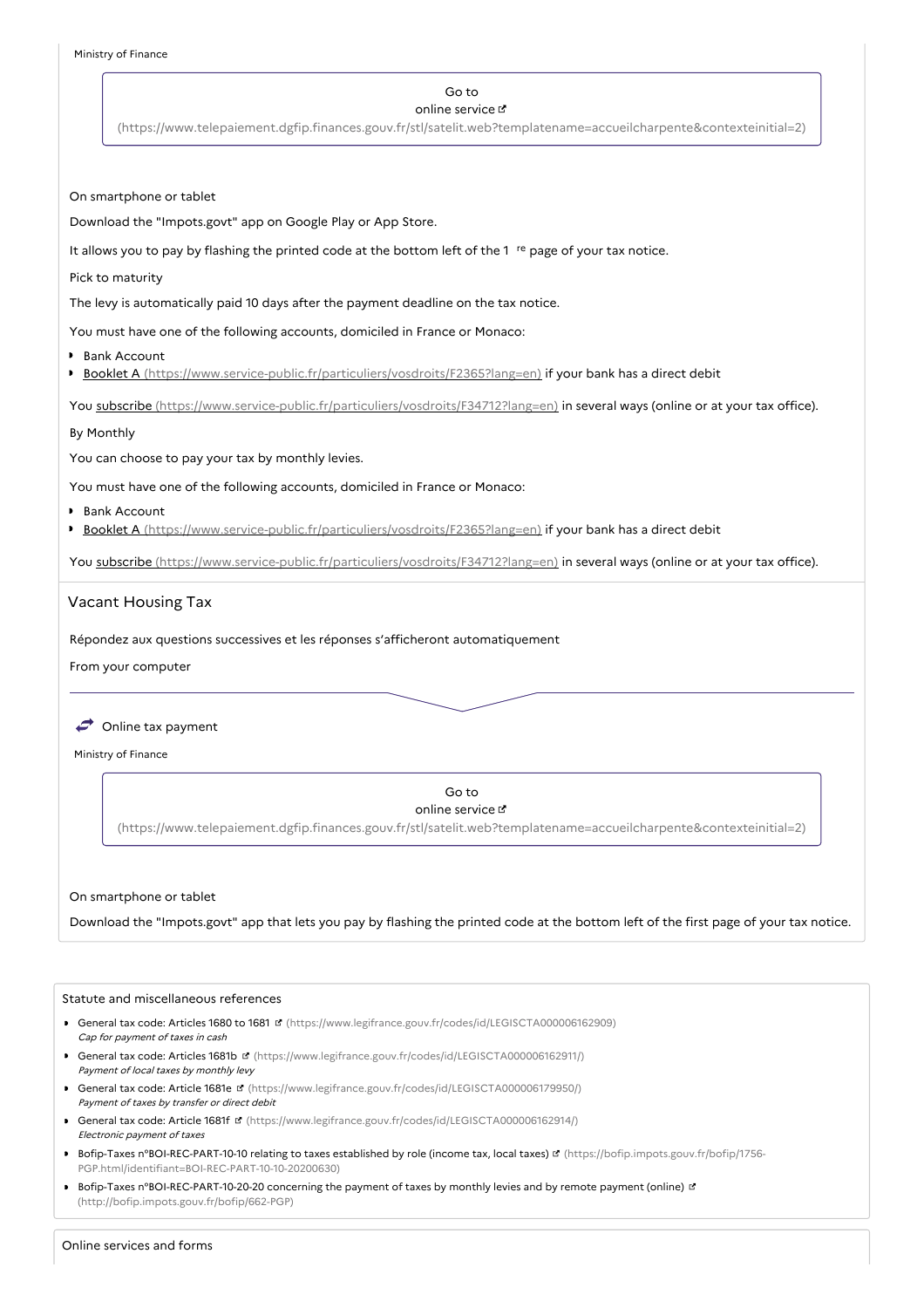Ministry of Finance

Go to
online service
(https://www.telepaiement.dgfip.finances.gouv.fr/stl/satelit.web?templatename=accueilcharpente&contexteinitial=2)

On smartphone or tablet

Download the "Impots.govt" app on Google Play or App Store.

It allows you to pay by flashing the printed code at the bottom left of the 1 re page of your tax notice.

Pick to maturity

The levy is automatically paid 10 days after the payment deadline on the tax notice.

You must have one of the following accounts, domiciled in France or Monaco:

- Bank Account
- Booklet A (https://www.service-public.fr/particuliers/vosdroits/F2365?lang=en) if your bank has a direct debit

You subscribe (https://www.service-public.fr/particuliers/vosdroits/F34712?lang=en) in several ways (online or at your tax office).

By Monthly

You can choose to pay your tax by monthly levies.

You must have one of the following accounts, domiciled in France or Monaco:

- Bank Account
- Booklet A (https://www.service-public.fr/particuliers/vosdroits/F2365?lang=en) if your bank has a direct debit

You subscribe (https://www.service-public.fr/particuliers/vosdroits/F34712?lang=en) in several ways (online or at your tax office).

## Vacant Housing Tax

Répondez aux questions successives et les réponses s'afficheront automatiquement

From your computer

Online tax payment

Ministry of Finance

Go to
online service
(https://www.telepaiement.dgfip.finances.gouv.fr/stl/satelit.web?templatename=accueilcharpente&contexteinitial=2)

On smartphone or tablet

Download the "Impots.govt" app that lets you pay by flashing the printed code at the bottom left of the first page of your tax notice.

### Statute and miscellaneous references

- General tax code: Articles 1680 to 1681 (https://www.legifrance.gouv.fr/codes/id/LEGISCTA000006162909)
  *Cap for payment of taxes in cash*
- General tax code: Articles 1681b (https://www.legifrance.gouv.fr/codes/id/LEGISCTA000006162911/)
  *Payment of local taxes by monthly levy*
- General tax code: Article 1681e (https://www.legifrance.gouv.fr/codes/id/LEGISCTA000006179950/)
  *Payment of taxes by transfer or direct debit*
- General tax code: Article 1681f (https://www.legifrance.gouv.fr/codes/id/LEGISCTA000006162914/)
  *Electronic payment of taxes*
- Bofip-Taxes n°BOI-REC-PART-10-10 relating to taxes established by role (income tax, local taxes) (https://bofip.impots.gouv.fr/bofip/1756-PGP.html/identifiant=BOI-REC-PART-10-10-20200630)
- Bofip-Taxes n°BOI-REC-PART-10-20-20 concerning the payment of taxes by monthly levies and by remote payment (online) (http://bofip.impots.gouv.fr/bofip/662-PGP)

### Online services and forms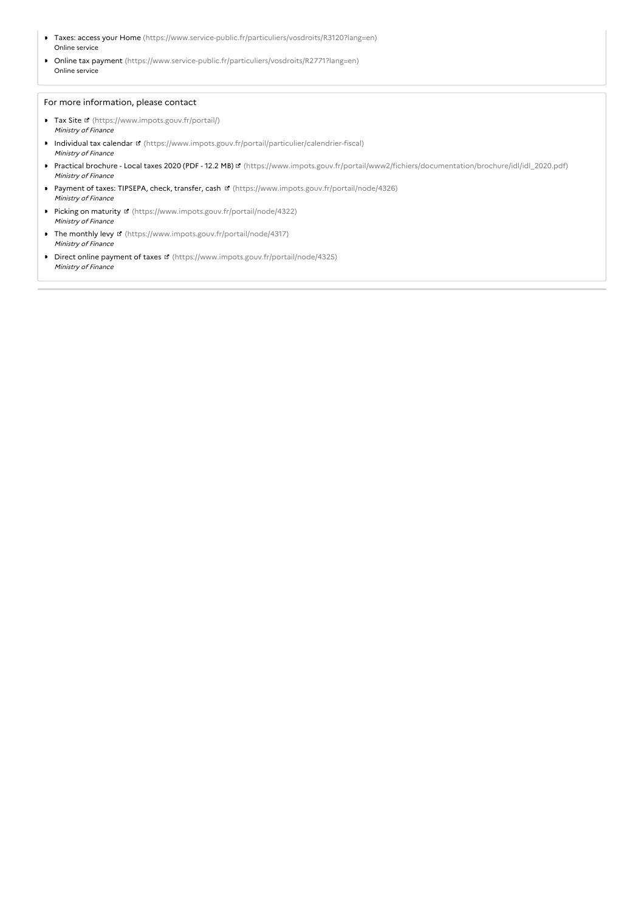- Taxes: access your Home (https://www.service-public.fr/particuliers/vosdroits/R3120?lang=en)
  Online service
- Online tax payment (https://www.service-public.fr/particuliers/vosdroits/R2771?lang=en)
  Online service

For more information, please contact

- Tax Site (https://www.impots.gouv.fr/portail/)
  *Ministry of Finance*
- Individual tax calendar (https://www.impots.gouv.fr/portail/particulier/calendrier-fiscal)
  *Ministry of Finance*
- Practical brochure - Local taxes 2020 (PDF - 12.2 MB) (https://www.impots.gouv.fr/portail/www2/fichiers/documentation/brochure/idl/idl_2020.pdf)
  *Ministry of Finance*
- Payment of taxes: TIPSEPA, check, transfer, cash (https://www.impots.gouv.fr/portail/node/4326)
  *Ministry of Finance*
- Picking on maturity (https://www.impots.gouv.fr/portail/node/4322)
  *Ministry of Finance*
- The monthly levy (https://www.impots.gouv.fr/portail/node/4317)
  *Ministry of Finance*
- Direct online payment of taxes (https://www.impots.gouv.fr/portail/node/4325)
  *Ministry of Finance*